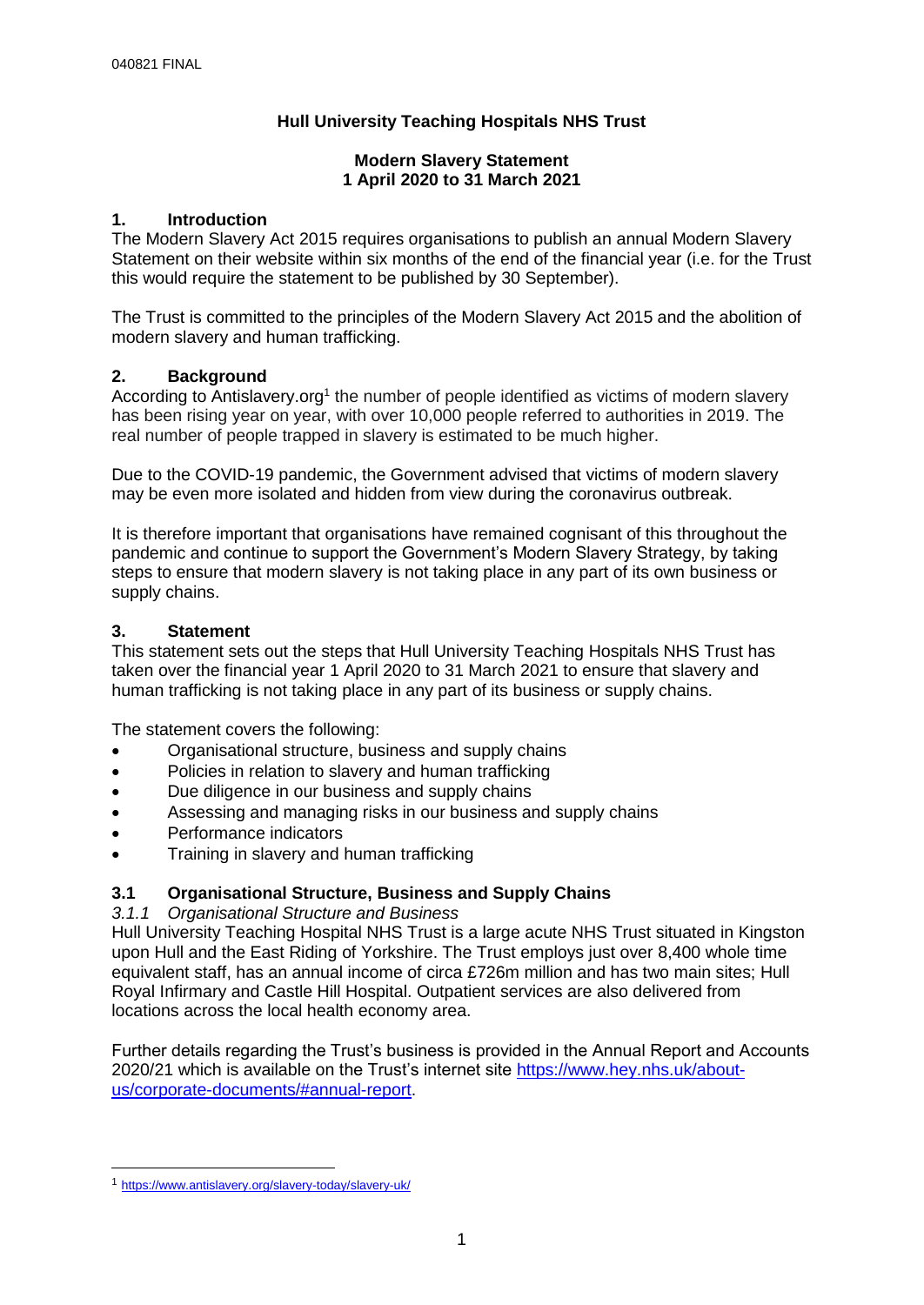040821 FINAL

# Hull University Teaching Hospitals NHS Trust

## Modern Slavery Statement
## 1 April 2020 to 31 March 2021

## 1. Introduction

The Modern Slavery Act 2015 requires organisations to publish an annual Modern Slavery Statement on their website within six months of the end of the financial year (i.e. for the Trust this would require the statement to be published by 30 September).

The Trust is committed to the principles of the Modern Slavery Act 2015 and the abolition of modern slavery and human trafficking.

## 2. Background

According to Antislavery.org[1] the number of people identified as victims of modern slavery has been rising year on year, with over 10,000 people referred to authorities in 2019. The real number of people trapped in slavery is estimated to be much higher.

Due to the COVID-19 pandemic, the Government advised that victims of modern slavery may be even more isolated and hidden from view during the coronavirus outbreak.

It is therefore important that organisations have remained cognisant of this throughout the pandemic and continue to support the Government's Modern Slavery Strategy, by taking steps to ensure that modern slavery is not taking place in any part of its own business or supply chains.

## 3. Statement

This statement sets out the steps that Hull University Teaching Hospitals NHS Trust has taken over the financial year 1 April 2020 to 31 March 2021 to ensure that slavery and human trafficking is not taking place in any part of its business or supply chains.

The statement covers the following:

- Organisational structure, business and supply chains
- Policies in relation to slavery and human trafficking
- Due diligence in our business and supply chains
- Assessing and managing risks in our business and supply chains
- Performance indicators
- Training in slavery and human trafficking

### 3.1 Organisational Structure, Business and Supply Chains

*3.1.1 Organisational Structure and Business*

Hull University Teaching Hospital NHS Trust is a large acute NHS Trust situated in Kingston upon Hull and the East Riding of Yorkshire. The Trust employs just over 8,400 whole time equivalent staff, has an annual income of circa £726m million and has two main sites; Hull Royal Infirmary and Castle Hill Hospital. Outpatient services are also delivered from locations across the local health economy area.

Further details regarding the Trust's business is provided in the Annual Report and Accounts 2020/21 which is available on the Trust's internet site https://www.hey.nhs.uk/about-us/corporate-documents/#annual-report.

---

[1] https://www.antislavery.org/slavery-today/slavery-uk/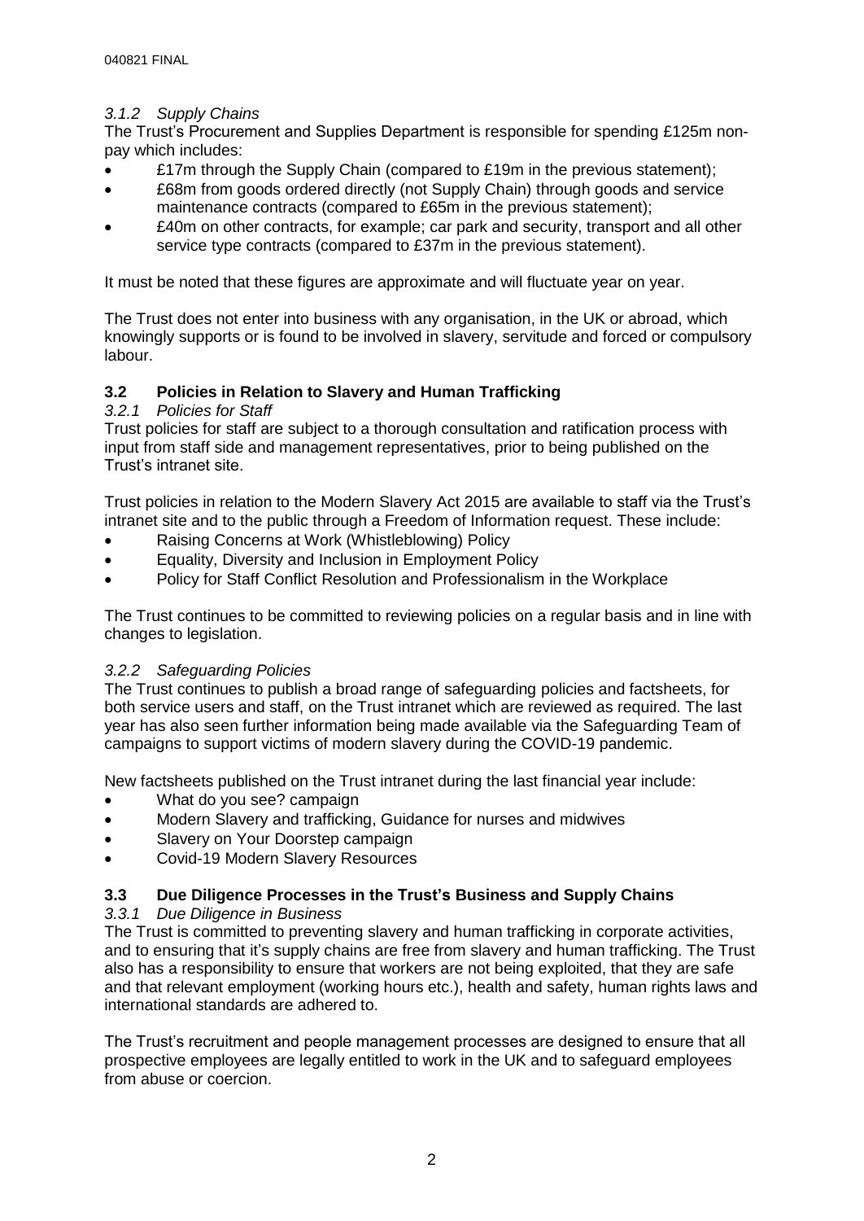*3.1.2 Supply Chains*

The Trust's Procurement and Supplies Department is responsible for spending £125m non-pay which includes:

- £17m through the Supply Chain (compared to £19m in the previous statement);
- £68m from goods ordered directly (not Supply Chain) through goods and service maintenance contracts (compared to £65m in the previous statement);
- £40m on other contracts, for example; car park and security, transport and all other service type contracts (compared to £37m in the previous statement).

It must be noted that these figures are approximate and will fluctuate year on year.

The Trust does not enter into business with any organisation, in the UK or abroad, which knowingly supports or is found to be involved in slavery, servitude and forced or compulsory labour.

## 3.2 Policies in Relation to Slavery and Human Trafficking

*3.2.1 Policies for Staff*

Trust policies for staff are subject to a thorough consultation and ratification process with input from staff side and management representatives, prior to being published on the Trust's intranet site.

Trust policies in relation to the Modern Slavery Act 2015 are available to staff via the Trust's intranet site and to the public through a Freedom of Information request. These include:

- Raising Concerns at Work (Whistleblowing) Policy
- Equality, Diversity and Inclusion in Employment Policy
- Policy for Staff Conflict Resolution and Professionalism in the Workplace

The Trust continues to be committed to reviewing policies on a regular basis and in line with changes to legislation.

*3.2.2 Safeguarding Policies*

The Trust continues to publish a broad range of safeguarding policies and factsheets, for both service users and staff, on the Trust intranet which are reviewed as required. The last year has also seen further information being made available via the Safeguarding Team of campaigns to support victims of modern slavery during the COVID-19 pandemic.

New factsheets published on the Trust intranet during the last financial year include:

- What do you see? campaign
- Modern Slavery and trafficking, Guidance for nurses and midwives
- Slavery on Your Doorstep campaign
- Covid-19 Modern Slavery Resources

## 3.3 Due Diligence Processes in the Trust's Business and Supply Chains

*3.3.1 Due Diligence in Business*

The Trust is committed to preventing slavery and human trafficking in corporate activities, and to ensuring that it's supply chains are free from slavery and human trafficking. The Trust also has a responsibility to ensure that workers are not being exploited, that they are safe and that relevant employment (working hours etc.), health and safety, human rights laws and international standards are adhered to.

The Trust's recruitment and people management processes are designed to ensure that all prospective employees are legally entitled to work in the UK and to safeguard employees from abuse or coercion.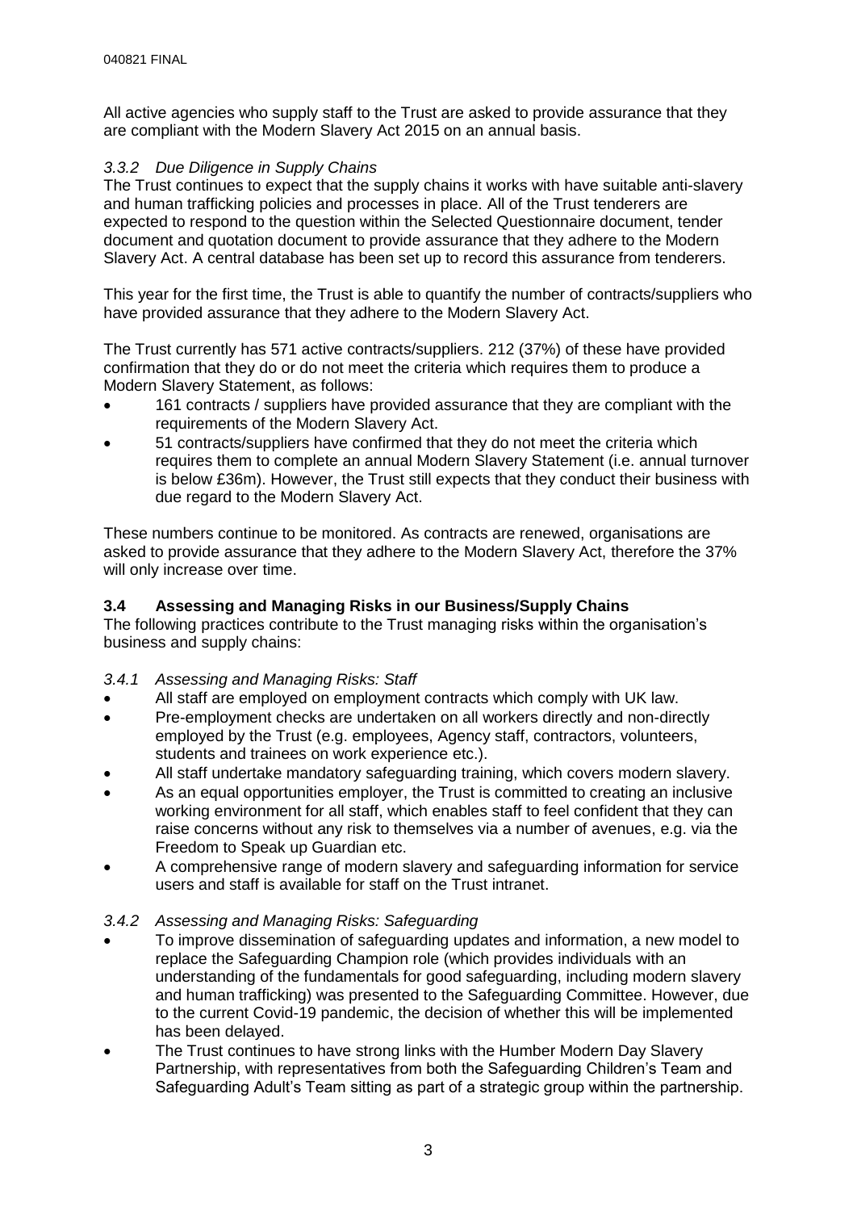All active agencies who supply staff to the Trust are asked to provide assurance that they are compliant with the Modern Slavery Act 2015 on an annual basis.

#### *3.3.2 Due Diligence in Supply Chains*

The Trust continues to expect that the supply chains it works with have suitable anti-slavery and human trafficking policies and processes in place. All of the Trust tenderers are expected to respond to the question within the Selected Questionnaire document, tender document and quotation document to provide assurance that they adhere to the Modern Slavery Act. A central database has been set up to record this assurance from tenderers.

This year for the first time, the Trust is able to quantify the number of contracts/suppliers who have provided assurance that they adhere to the Modern Slavery Act.

The Trust currently has 571 active contracts/suppliers. 212 (37%) of these have provided confirmation that they do or do not meet the criteria which requires them to produce a Modern Slavery Statement, as follows:

- 161 contracts / suppliers have provided assurance that they are compliant with the requirements of the Modern Slavery Act.
- 51 contracts/suppliers have confirmed that they do not meet the criteria which requires them to complete an annual Modern Slavery Statement (i.e. annual turnover is below £36m). However, the Trust still expects that they conduct their business with due regard to the Modern Slavery Act.

These numbers continue to be monitored. As contracts are renewed, organisations are asked to provide assurance that they adhere to the Modern Slavery Act, therefore the 37% will only increase over time.

### 3.4 Assessing and Managing Risks in our Business/Supply Chains

The following practices contribute to the Trust managing risks within the organisation's business and supply chains:

#### *3.4.1 Assessing and Managing Risks: Staff*

- All staff are employed on employment contracts which comply with UK law.
- Pre-employment checks are undertaken on all workers directly and non-directly employed by the Trust (e.g. employees, Agency staff, contractors, volunteers, students and trainees on work experience etc.).
- All staff undertake mandatory safeguarding training, which covers modern slavery.
- As an equal opportunities employer, the Trust is committed to creating an inclusive working environment for all staff, which enables staff to feel confident that they can raise concerns without any risk to themselves via a number of avenues, e.g. via the Freedom to Speak up Guardian etc.
- A comprehensive range of modern slavery and safeguarding information for service users and staff is available for staff on the Trust intranet.

#### *3.4.2 Assessing and Managing Risks: Safeguarding*

- To improve dissemination of safeguarding updates and information, a new model to replace the Safeguarding Champion role (which provides individuals with an understanding of the fundamentals for good safeguarding, including modern slavery and human trafficking) was presented to the Safeguarding Committee. However, due to the current Covid-19 pandemic, the decision of whether this will be implemented has been delayed.
- The Trust continues to have strong links with the Humber Modern Day Slavery Partnership, with representatives from both the Safeguarding Children's Team and Safeguarding Adult's Team sitting as part of a strategic group within the partnership.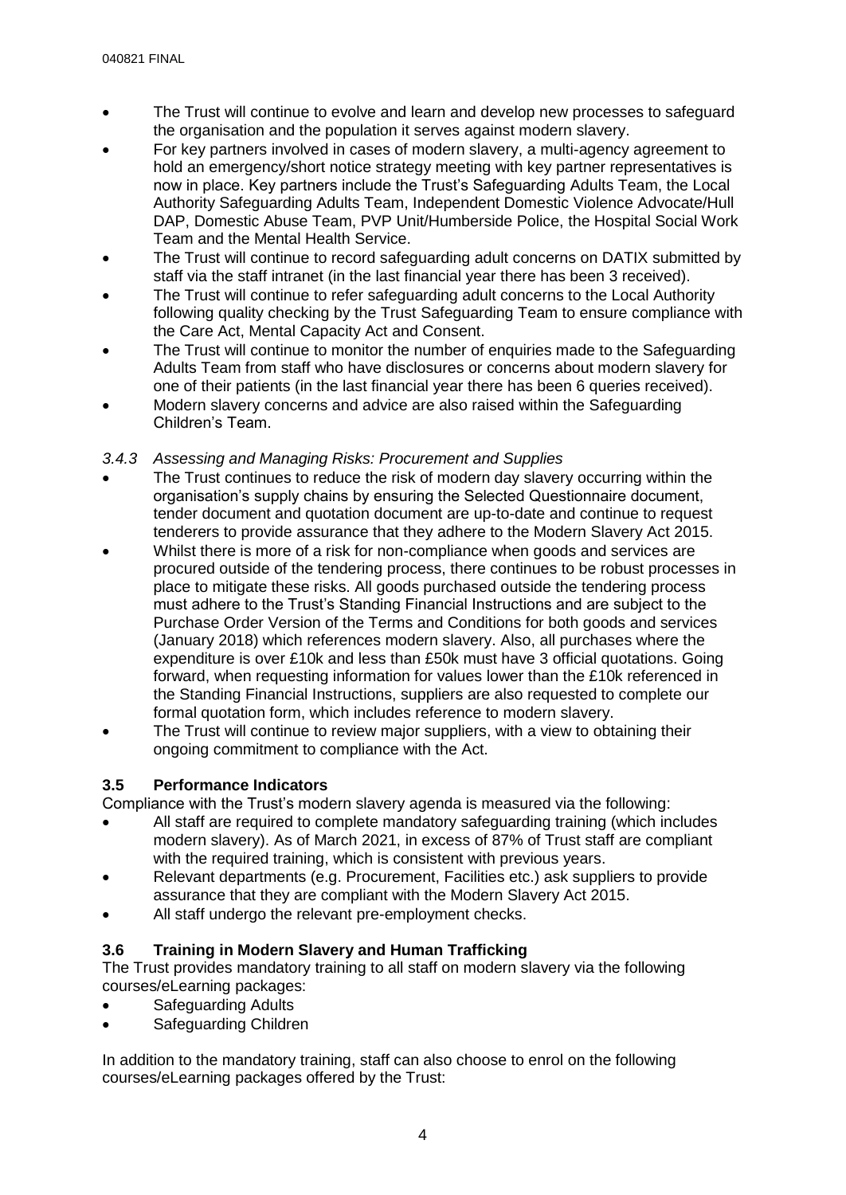- The Trust will continue to evolve and learn and develop new processes to safeguard the organisation and the population it serves against modern slavery.
- For key partners involved in cases of modern slavery, a multi-agency agreement to hold an emergency/short notice strategy meeting with key partner representatives is now in place. Key partners include the Trust's Safeguarding Adults Team, the Local Authority Safeguarding Adults Team, Independent Domestic Violence Advocate/Hull DAP, Domestic Abuse Team, PVP Unit/Humberside Police, the Hospital Social Work Team and the Mental Health Service.
- The Trust will continue to record safeguarding adult concerns on DATIX submitted by staff via the staff intranet (in the last financial year there has been 3 received).
- The Trust will continue to refer safeguarding adult concerns to the Local Authority following quality checking by the Trust Safeguarding Team to ensure compliance with the Care Act, Mental Capacity Act and Consent.
- The Trust will continue to monitor the number of enquiries made to the Safeguarding Adults Team from staff who have disclosures or concerns about modern slavery for one of their patients (in the last financial year there has been 6 queries received).
- Modern slavery concerns and advice are also raised within the Safeguarding Children's Team.

*3.4.3 Assessing and Managing Risks: Procurement and Supplies*

- The Trust continues to reduce the risk of modern day slavery occurring within the organisation's supply chains by ensuring the Selected Questionnaire document, tender document and quotation document are up-to-date and continue to request tenderers to provide assurance that they adhere to the Modern Slavery Act 2015.
- Whilst there is more of a risk for non-compliance when goods and services are procured outside of the tendering process, there continues to be robust processes in place to mitigate these risks. All goods purchased outside the tendering process must adhere to the Trust's Standing Financial Instructions and are subject to the Purchase Order Version of the Terms and Conditions for both goods and services (January 2018) which references modern slavery. Also, all purchases where the expenditure is over £10k and less than £50k must have 3 official quotations. Going forward, when requesting information for values lower than the £10k referenced in the Standing Financial Instructions, suppliers are also requested to complete our formal quotation form, which includes reference to modern slavery.
- The Trust will continue to review major suppliers, with a view to obtaining their ongoing commitment to compliance with the Act.

### 3.5 Performance Indicators

Compliance with the Trust's modern slavery agenda is measured via the following:

- All staff are required to complete mandatory safeguarding training (which includes modern slavery). As of March 2021, in excess of 87% of Trust staff are compliant with the required training, which is consistent with previous years.
- Relevant departments (e.g. Procurement, Facilities etc.) ask suppliers to provide assurance that they are compliant with the Modern Slavery Act 2015.
- All staff undergo the relevant pre-employment checks.

### 3.6 Training in Modern Slavery and Human Trafficking

The Trust provides mandatory training to all staff on modern slavery via the following courses/eLearning packages:

- Safeguarding Adults
- Safeguarding Children

In addition to the mandatory training, staff can also choose to enrol on the following courses/eLearning packages offered by the Trust: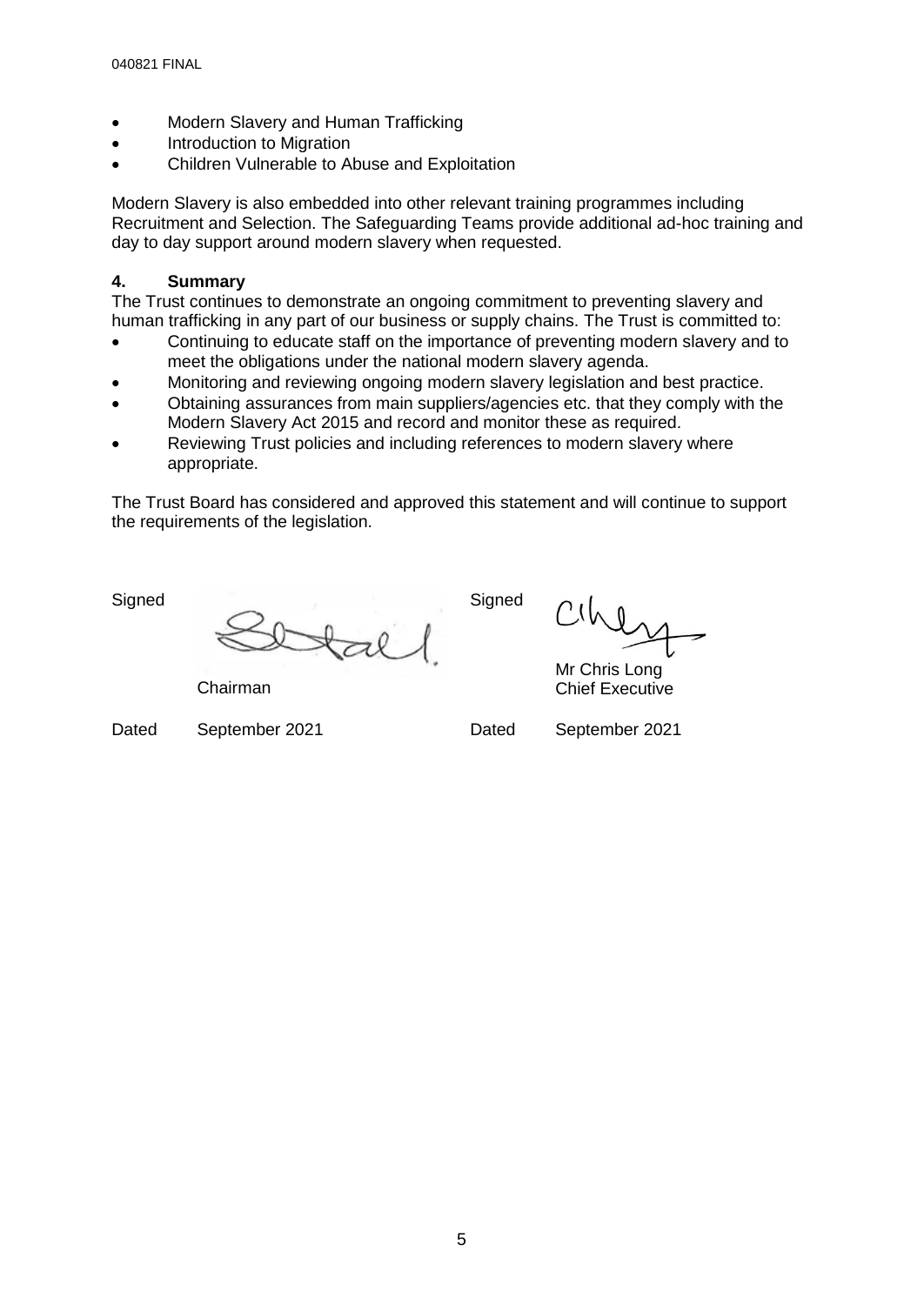040821 FINAL

- Modern Slavery and Human Trafficking
- Introduction to Migration
- Children Vulnerable to Abuse and Exploitation

Modern Slavery is also embedded into other relevant training programmes including Recruitment and Selection. The Safeguarding Teams provide additional ad-hoc training and day to day support around modern slavery when requested.

## 4. Summary

The Trust continues to demonstrate an ongoing commitment to preventing slavery and human trafficking in any part of our business or supply chains. The Trust is committed to:

- Continuing to educate staff on the importance of preventing modern slavery and to meet the obligations under the national modern slavery agenda.
- Monitoring and reviewing ongoing modern slavery legislation and best practice.
- Obtaining assurances from main suppliers/agencies etc. that they comply with the Modern Slavery Act 2015 and record and monitor these as required.
- Reviewing Trust policies and including references to modern slavery where appropriate.

The Trust Board has considered and approved this statement and will continue to support the requirements of the legislation.

Signed

Chairman

Dated September 2021

Signed

Mr Chris Long
Chief Executive

Dated September 2021